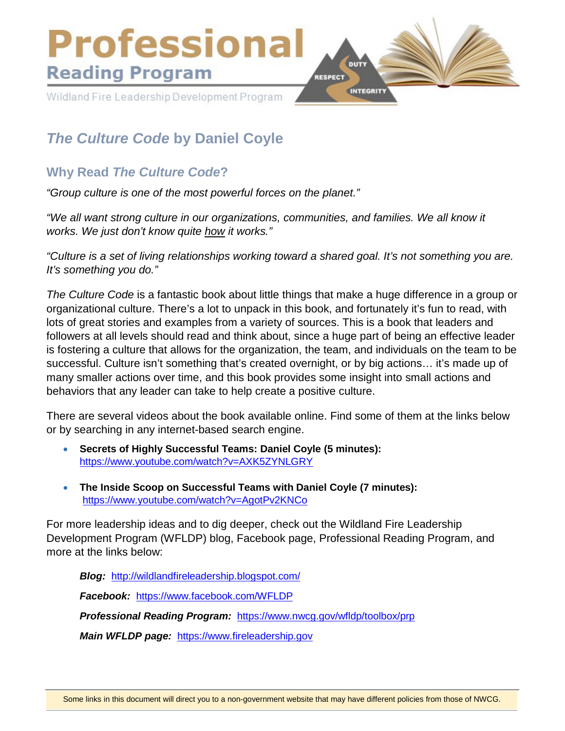# Professional Reading Program

Wildland Fire Leadership Development Program

## *The Culture Code* by Daniel Coyle

### Why Read *The Culture Code*?

*"Group culture is one of the most powerful forces on the planet."*

*"We all want strong culture in our organizations, communities, and families. We all know it works. We just don't know quite how it works."*

*"Culture is a set of living relationships working toward a shared goal. It's not something you are. It's something you do."*

*The Culture Code* is a fantastic book about little things that make a huge difference in a group or organizational culture. There's a lot to unpack in this book, and fortunately it's fun to read, with lots of great stories and examples from a variety of sources. This is a book that leaders and followers at all levels should read and think about, since a huge part of being an effective leader is fostering a culture that allows for the organization, the team, and individuals on the team to be successful. Culture isn't something that's created overnight, or by big actions… it's made up of many smaller actions over time, and this book provides some insight into small actions and behaviors that any leader can take to help create a positive culture.

There are several videos about the book available online. Find some of them at the links below or by searching in any internet-based search engine.

- **Secrets of Highly Successful Teams: Daniel Coyle (5 minutes):** https://www.youtube.com/watch?v=AXK5ZYNLGRY
- **The Inside Scoop on Successful Teams with Daniel Coyle (7 minutes):** https://www.youtube.com/watch?v=AgotPv2KNCo

For more leadership ideas and to dig deeper, check out the Wildland Fire Leadership Development Program (WFLDP) blog, Facebook page, Professional Reading Program, and more at the links below:

***Blog:*** http://wildlandfireleadership.blogspot.com/

***Facebook:*** https://www.facebook.com/WFLDP

***Professional Reading Program:*** https://www.nwcg.gov/wfldp/toolbox/prp

***Main WFLDP page:*** https://www.fireleadership.gov

Some links in this document will direct you to a non-government website that may have different policies from those of NWCG.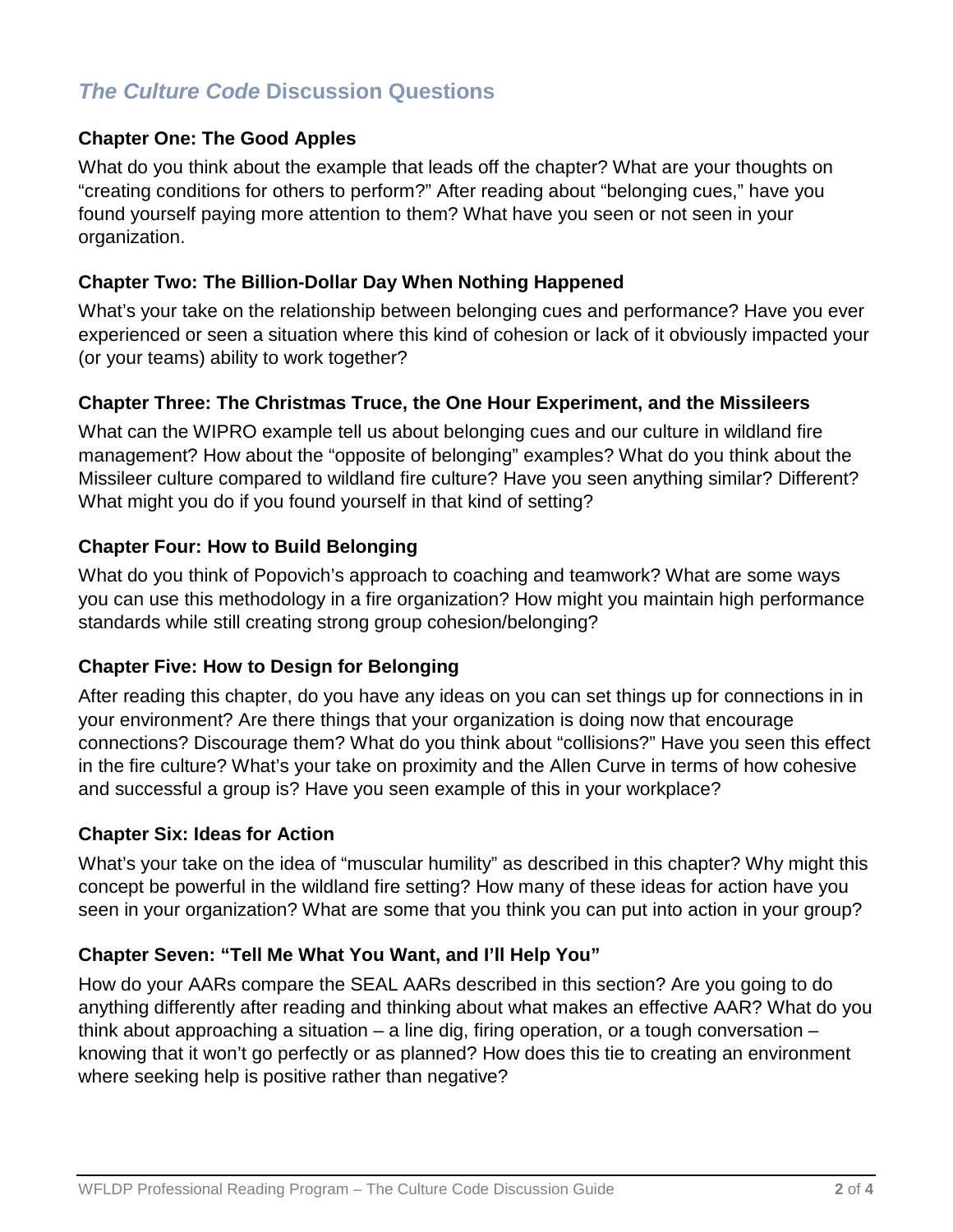## *The Culture Code* Discussion Questions

### Chapter One: The Good Apples

What do you think about the example that leads off the chapter? What are your thoughts on "creating conditions for others to perform?" After reading about "belonging cues," have you found yourself paying more attention to them? What have you seen or not seen in your organization.

### Chapter Two: The Billion-Dollar Day When Nothing Happened

What's your take on the relationship between belonging cues and performance? Have you ever experienced or seen a situation where this kind of cohesion or lack of it obviously impacted your (or your teams) ability to work together?

### Chapter Three: The Christmas Truce, the One Hour Experiment, and the Missileers

What can the WIPRO example tell us about belonging cues and our culture in wildland fire management? How about the "opposite of belonging" examples? What do you think about the Missileer culture compared to wildland fire culture? Have you seen anything similar? Different? What might you do if you found yourself in that kind of setting?

### Chapter Four: How to Build Belonging

What do you think of Popovich's approach to coaching and teamwork? What are some ways you can use this methodology in a fire organization? How might you maintain high performance standards while still creating strong group cohesion/belonging?

### Chapter Five: How to Design for Belonging

After reading this chapter, do you have any ideas on you can set things up for connections in in your environment? Are there things that your organization is doing now that encourage connections? Discourage them? What do you think about "collisions?" Have you seen this effect in the fire culture? What's your take on proximity and the Allen Curve in terms of how cohesive and successful a group is? Have you seen example of this in your workplace?

### Chapter Six: Ideas for Action

What's your take on the idea of "muscular humility" as described in this chapter? Why might this concept be powerful in the wildland fire setting? How many of these ideas for action have you seen in your organization? What are some that you think you can put into action in your group?

### Chapter Seven: "Tell Me What You Want, and I'll Help You"

How do your AARs compare the SEAL AARs described in this section? Are you going to do anything differently after reading and thinking about what makes an effective AAR? What do you think about approaching a situation – a line dig, firing operation, or a tough conversation – knowing that it won't go perfectly or as planned? How does this tie to creating an environment where seeking help is positive rather than negative?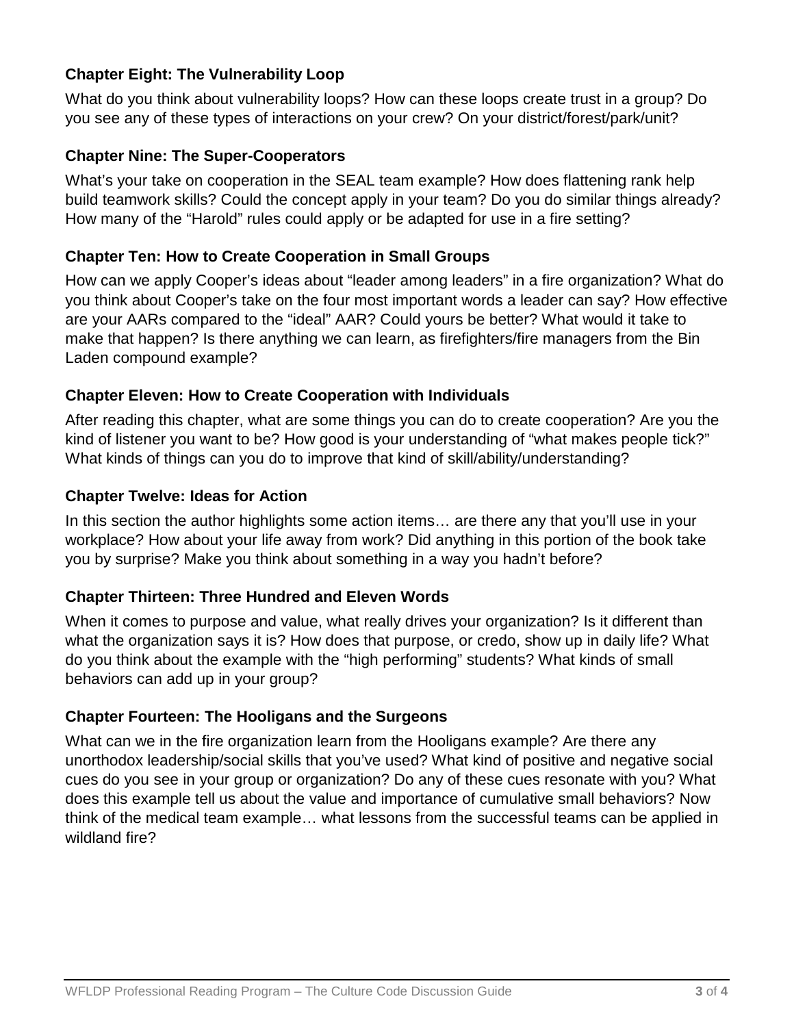### Chapter Eight: The Vulnerability Loop

What do you think about vulnerability loops? How can these loops create trust in a group? Do you see any of these types of interactions on your crew? On your district/forest/park/unit?

### Chapter Nine: The Super-Cooperators

What's your take on cooperation in the SEAL team example? How does flattening rank help build teamwork skills? Could the concept apply in your team? Do you do similar things already? How many of the "Harold" rules could apply or be adapted for use in a fire setting?

### Chapter Ten: How to Create Cooperation in Small Groups

How can we apply Cooper's ideas about "leader among leaders" in a fire organization? What do you think about Cooper's take on the four most important words a leader can say? How effective are your AARs compared to the "ideal" AAR? Could yours be better? What would it take to make that happen? Is there anything we can learn, as firefighters/fire managers from the Bin Laden compound example?

### Chapter Eleven: How to Create Cooperation with Individuals

After reading this chapter, what are some things you can do to create cooperation? Are you the kind of listener you want to be? How good is your understanding of "what makes people tick?" What kinds of things can you do to improve that kind of skill/ability/understanding?

### Chapter Twelve: Ideas for Action

In this section the author highlights some action items… are there any that you'll use in your workplace? How about your life away from work? Did anything in this portion of the book take you by surprise? Make you think about something in a way you hadn't before?

### Chapter Thirteen: Three Hundred and Eleven Words

When it comes to purpose and value, what really drives your organization? Is it different than what the organization says it is? How does that purpose, or credo, show up in daily life? What do you think about the example with the "high performing" students? What kinds of small behaviors can add up in your group?

### Chapter Fourteen: The Hooligans and the Surgeons

What can we in the fire organization learn from the Hooligans example? Are there any unorthodox leadership/social skills that you've used? What kind of positive and negative social cues do you see in your group or organization? Do any of these cues resonate with you? What does this example tell us about the value and importance of cumulative small behaviors? Now think of the medical team example… what lessons from the successful teams can be applied in wildland fire?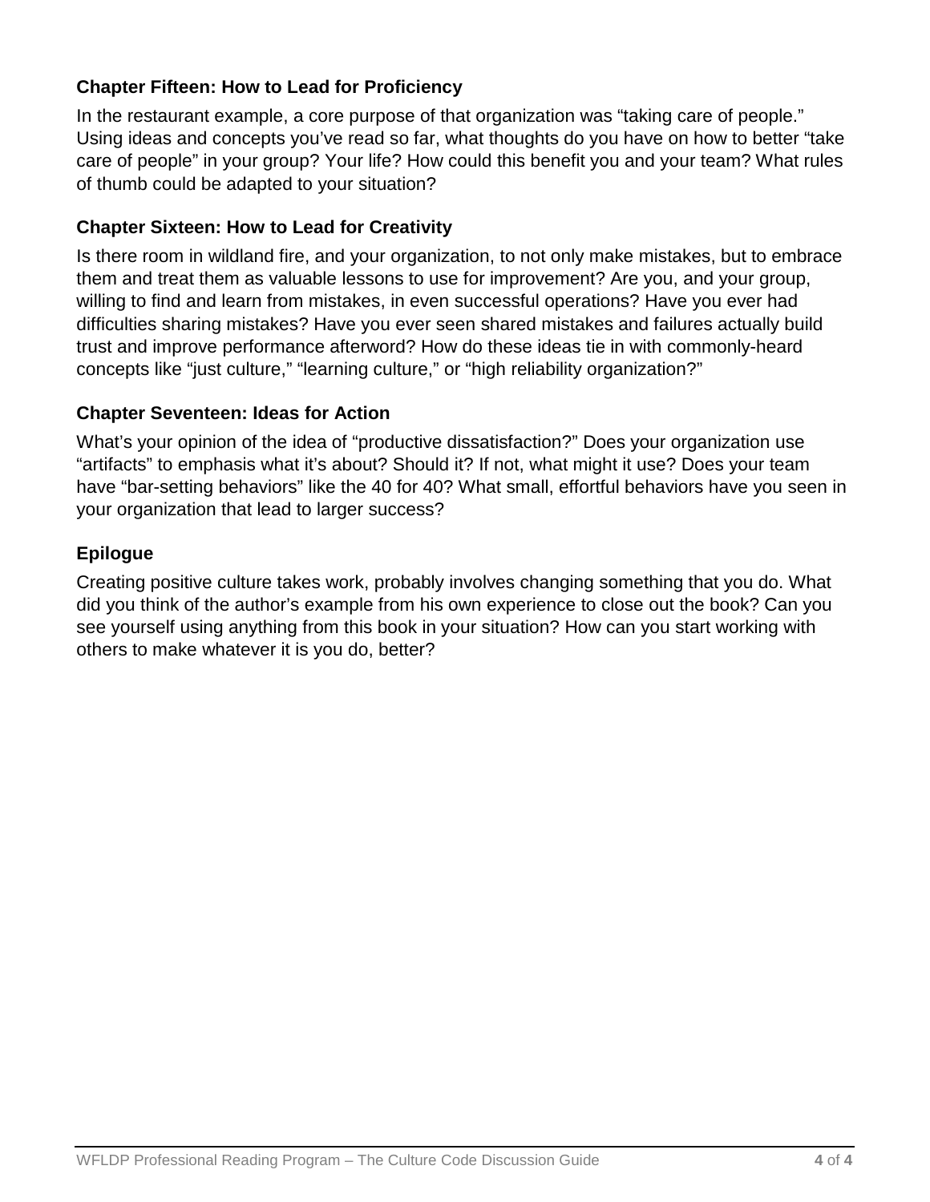### Chapter Fifteen: How to Lead for Proficiency

In the restaurant example, a core purpose of that organization was "taking care of people." Using ideas and concepts you've read so far, what thoughts do you have on how to better "take care of people" in your group? Your life? How could this benefit you and your team? What rules of thumb could be adapted to your situation?

### Chapter Sixteen: How to Lead for Creativity

Is there room in wildland fire, and your organization, to not only make mistakes, but to embrace them and treat them as valuable lessons to use for improvement? Are you, and your group, willing to find and learn from mistakes, in even successful operations? Have you ever had difficulties sharing mistakes? Have you ever seen shared mistakes and failures actually build trust and improve performance afterword? How do these ideas tie in with commonly-heard concepts like "just culture," "learning culture," or "high reliability organization?"

### Chapter Seventeen: Ideas for Action

What's your opinion of the idea of "productive dissatisfaction?" Does your organization use "artifacts" to emphasis what it's about? Should it? If not, what might it use? Does your team have "bar-setting behaviors" like the 40 for 40? What small, effortful behaviors have you seen in your organization that lead to larger success?

### Epilogue

Creating positive culture takes work, probably involves changing something that you do. What did you think of the author's example from his own experience to close out the book? Can you see yourself using anything from this book in your situation? How can you start working with others to make whatever it is you do, better?